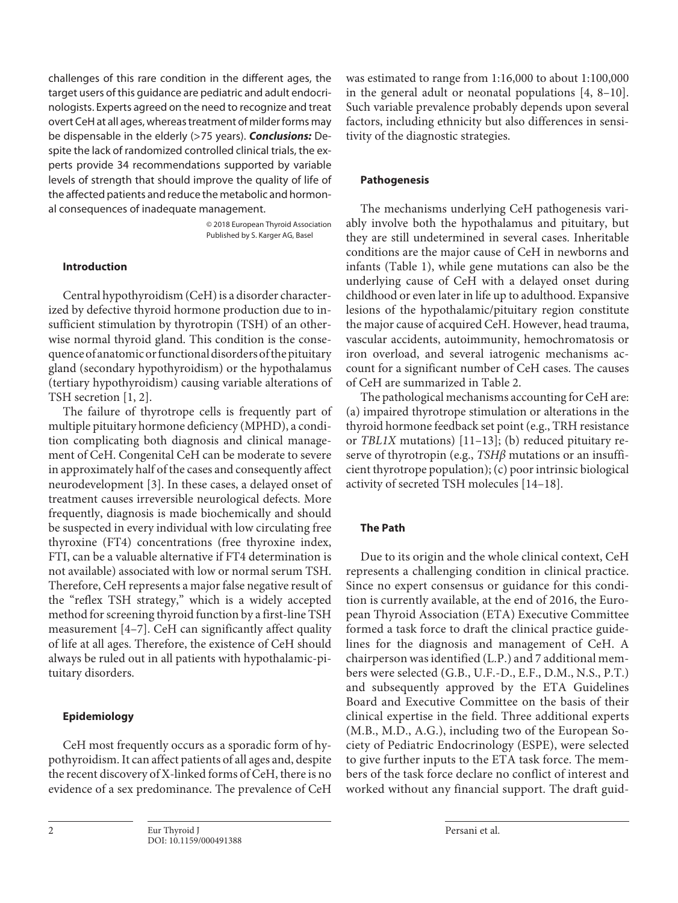challenges of this rare condition in the different ages, the target users of this guidance are pediatric and adult endocrinologists. Experts agreed on the need to recognize and treat overt CeH at all ages, whereas treatment of milder forms may be dispensable in the elderly (>75 years). ***Conclusions:*** Despite the lack of randomized controlled clinical trials, the experts provide 34 recommendations supported by variable levels of strength that should improve the quality of life of the affected patients and reduce the metabolic and hormonal consequences of inadequate management.

© 2018 European Thyroid Association
Published by S. Karger AG, Basel

## Introduction

Central hypothyroidism (CeH) is a disorder characterized by defective thyroid hormone production due to insufficient stimulation by thyrotropin (TSH) of an otherwise normal thyroid gland. This condition is the consequence of anatomic or functional disorders of the pituitary gland (secondary hypothyroidism) or the hypothalamus (tertiary hypothyroidism) causing variable alterations of TSH secretion [1, 2].

The failure of thyrotrope cells is frequently part of multiple pituitary hormone deficiency (MPHD), a condition complicating both diagnosis and clinical management of CeH. Congenital CeH can be moderate to severe in approximately half of the cases and consequently affect neurodevelopment [3]. In these cases, a delayed onset of treatment causes irreversible neurological defects. More frequently, diagnosis is made biochemically and should be suspected in every individual with low circulating free thyroxine (FT4) concentrations (free thyroxine index, FTI, can be a valuable alternative if FT4 determination is not available) associated with low or normal serum TSH. Therefore, CeH represents a major false negative result of the "reflex TSH strategy," which is a widely accepted method for screening thyroid function by a first-line TSH measurement [4–7]. CeH can significantly affect quality of life at all ages. Therefore, the existence of CeH should always be ruled out in all patients with hypothalamic-pituitary disorders.

## Epidemiology

CeH most frequently occurs as a sporadic form of hypothyroidism. It can affect patients of all ages and, despite the recent discovery of X-linked forms of CeH, there is no evidence of a sex predominance. The prevalence of CeH was estimated to range from 1:16,000 to about 1:100,000 in the general adult or neonatal populations [4, 8–10]. Such variable prevalence probably depends upon several factors, including ethnicity but also differences in sensitivity of the diagnostic strategies.

## Pathogenesis

The mechanisms underlying CeH pathogenesis variably involve both the hypothalamus and pituitary, but they are still undetermined in several cases. Inheritable conditions are the major cause of CeH in newborns and infants (Table 1), while gene mutations can also be the underlying cause of CeH with a delayed onset during childhood or even later in life up to adulthood. Expansive lesions of the hypothalamic/pituitary region constitute the major cause of acquired CeH. However, head trauma, vascular accidents, autoimmunity, hemochromatosis or iron overload, and several iatrogenic mechanisms account for a significant number of CeH cases. The causes of CeH are summarized in Table 2.

The pathological mechanisms accounting for CeH are: (a) impaired thyrotrope stimulation or alterations in the thyroid hormone feedback set point (e.g., TRH resistance or *TBL1X* mutations) [11–13]; (b) reduced pituitary reserve of thyrotropin (e.g., *TSHβ* mutations or an insufficient thyrotrope population); (c) poor intrinsic biological activity of secreted TSH molecules [14–18].

## The Path

Due to its origin and the whole clinical context, CeH represents a challenging condition in clinical practice. Since no expert consensus or guidance for this condition is currently available, at the end of 2016, the European Thyroid Association (ETA) Executive Committee formed a task force to draft the clinical practice guidelines for the diagnosis and management of CeH. A chairperson was identified (L.P.) and 7 additional members were selected (G.B., U.F.-D., E.F., D.M., N.S., P.T.) and subsequently approved by the ETA Guidelines Board and Executive Committee on the basis of their clinical expertise in the field. Three additional experts (M.B., M.D., A.G.), including two of the European Society of Pediatric Endocrinology (ESPE), were selected to give further inputs to the ETA task force. The members of the task force declare no conflict of interest and worked without any financial support. The draft guid-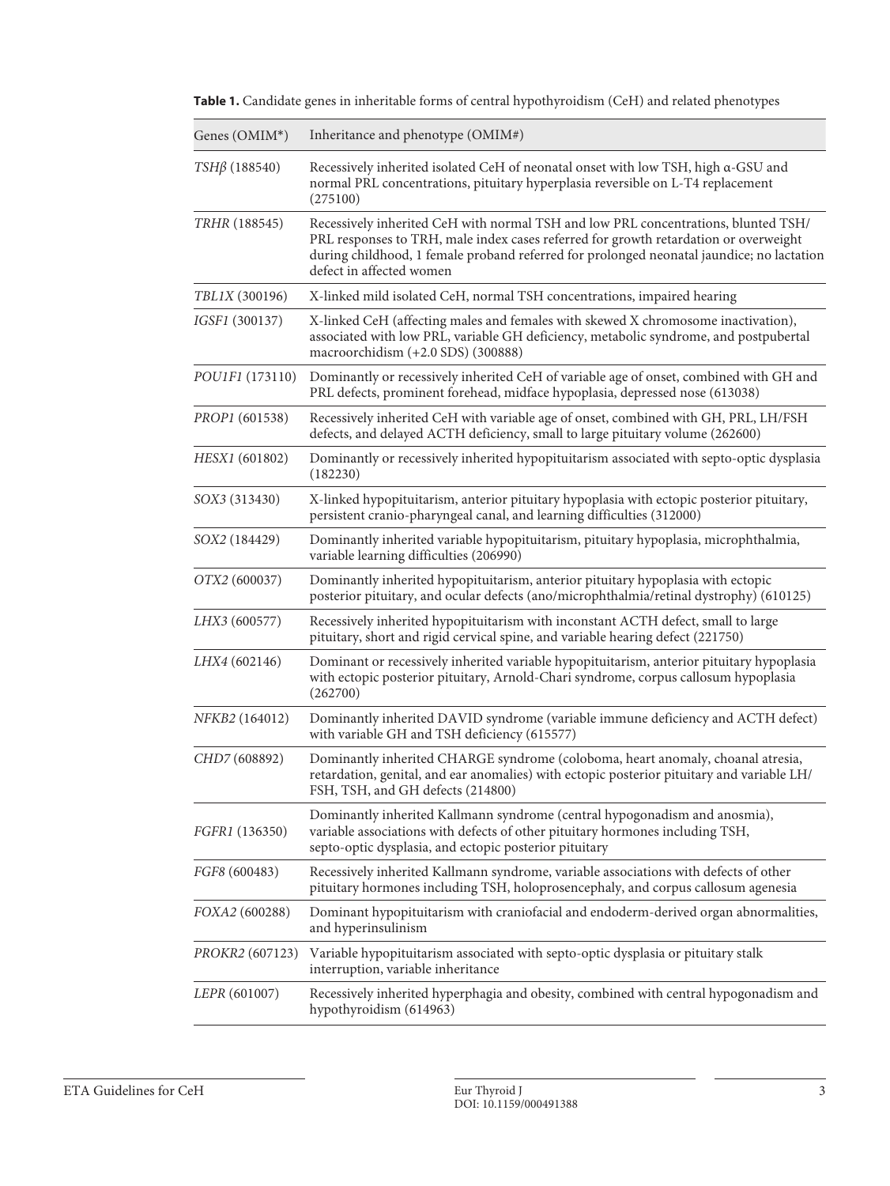**Table 1.** Candidate genes in inheritable forms of central hypothyroidism (CeH) and related phenotypes

| Genes (OMIM*) | Inheritance and phenotype (OMIM#) |
|---|---|
| *TSHβ* (188540) | Recessively inherited isolated CeH of neonatal onset with low TSH, high α-GSU and normal PRL concentrations, pituitary hyperplasia reversible on L-T4 replacement (275100) |
| *TRHR* (188545) | Recessively inherited CeH with normal TSH and low PRL concentrations, blunted TSH/PRL responses to TRH, male index cases referred for growth retardation or overweight during childhood, 1 female proband referred for prolonged neonatal jaundice; no lactation defect in affected women |
| *TBL1X* (300196) | X-linked mild isolated CeH, normal TSH concentrations, impaired hearing |
| *IGSF1* (300137) | X-linked CeH (affecting males and females with skewed X chromosome inactivation), associated with low PRL, variable GH deficiency, metabolic syndrome, and postpubertal macroorchidism (+2.0 SDS) (300888) |
| *POU1F1* (173110) | Dominantly or recessively inherited CeH of variable age of onset, combined with GH and PRL defects, prominent forehead, midface hypoplasia, depressed nose (613038) |
| *PROP1* (601538) | Recessively inherited CeH with variable age of onset, combined with GH, PRL, LH/FSH defects, and delayed ACTH deficiency, small to large pituitary volume (262600) |
| *HESX1* (601802) | Dominantly or recessively inherited hypopituitarism associated with septo-optic dysplasia (182230) |
| *SOX3* (313430) | X-linked hypopituitarism, anterior pituitary hypoplasia with ectopic posterior pituitary, persistent cranio-pharyngeal canal, and learning difficulties (312000) |
| *SOX2* (184429) | Dominantly inherited variable hypopituitarism, pituitary hypoplasia, microphthalmia, variable learning difficulties (206990) |
| *OTX2* (600037) | Dominantly inherited hypopituitarism, anterior pituitary hypoplasia with ectopic posterior pituitary, and ocular defects (ano/microphthalmia/retinal dystrophy) (610125) |
| *LHX3* (600577) | Recessively inherited hypopituitarism with inconstant ACTH defect, small to large pituitary, short and rigid cervical spine, and variable hearing defect (221750) |
| *LHX4* (602146) | Dominant or recessively inherited variable hypopituitarism, anterior pituitary hypoplasia with ectopic posterior pituitary, Arnold-Chari syndrome, corpus callosum hypoplasia (262700) |
| *NFKB2* (164012) | Dominantly inherited DAVID syndrome (variable immune deficiency and ACTH defect) with variable GH and TSH deficiency (615577) |
| *CHD7* (608892) | Dominantly inherited CHARGE syndrome (coloboma, heart anomaly, choanal atresia, retardation, genital, and ear anomalies) with ectopic posterior pituitary and variable LH/FSH, TSH, and GH defects (214800) |
| *FGFR1* (136350) | Dominantly inherited Kallmann syndrome (central hypogonadism and anosmia), variable associations with defects of other pituitary hormones including TSH, septo-optic dysplasia, and ectopic posterior pituitary |
| *FGF8* (600483) | Recessively inherited Kallmann syndrome, variable associations with defects of other pituitary hormones including TSH, holoprosencephaly, and corpus callosum agenesia |
| *FOXA2* (600288) | Dominant hypopituitarism with craniofacial and endoderm-derived organ abnormalities, and hyperinsulinism |
| *PROKR2* (607123) | Variable hypopituitarism associated with septo-optic dysplasia or pituitary stalk interruption, variable inheritance |
| *LEPR* (601007) | Recessively inherited hyperphagia and obesity, combined with central hypogonadism and hypothyroidism (614963) |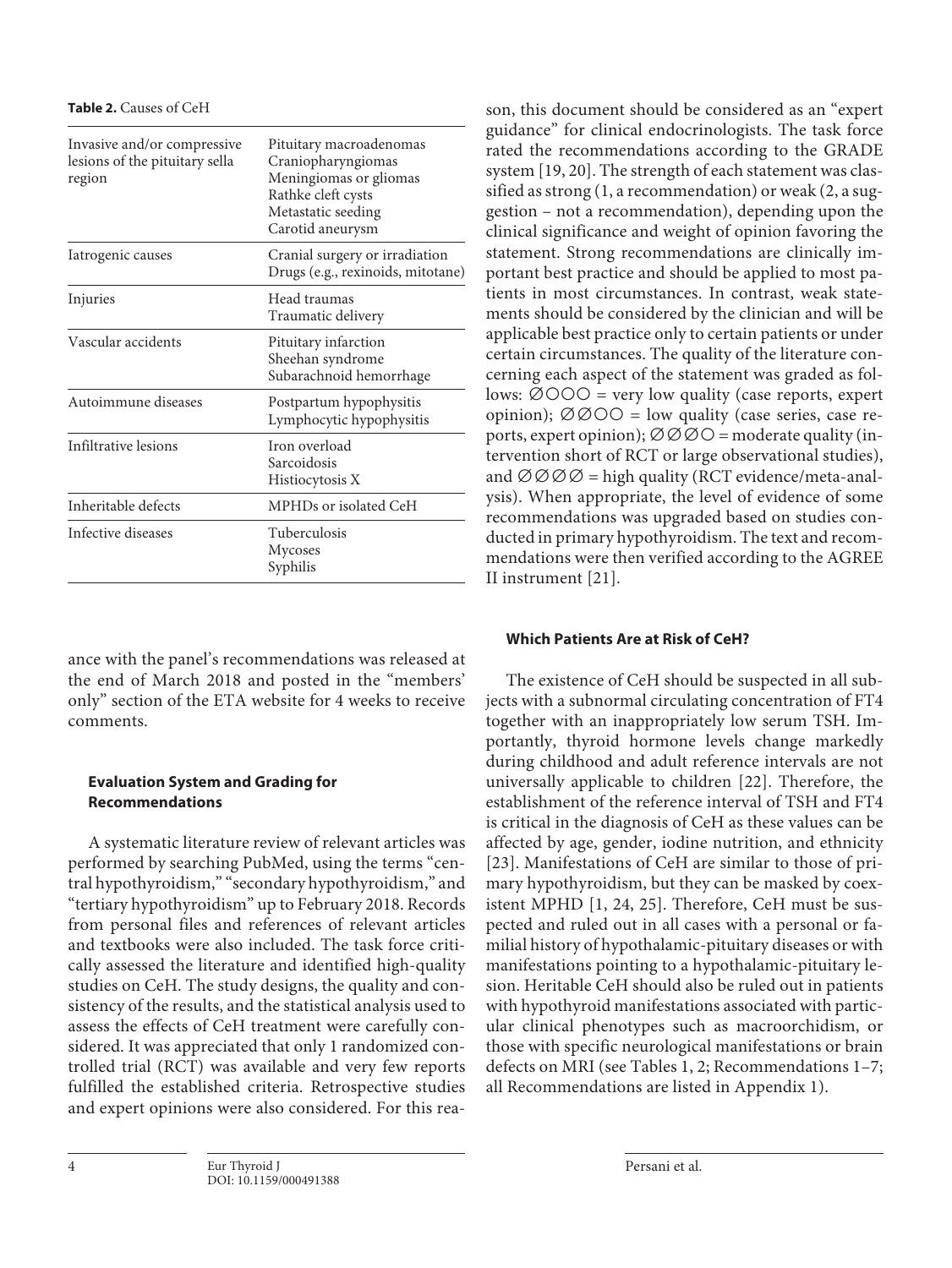**Table 2.** Causes of CeH

| | |
|---|---|
| Invasive and/or compressive lesions of the pituitary sella region | Pituitary macroadenomas<br>Craniopharyngiomas<br>Meningiomas or gliomas<br>Rathke cleft cysts<br>Metastatic seeding<br>Carotid aneurysm |
| Iatrogenic causes | Cranial surgery or irradiation<br>Drugs (e.g., rexinoids, mitotane) |
| Injuries | Head traumas<br>Traumatic delivery |
| Vascular accidents | Pituitary infarction<br>Sheehan syndrome<br>Subarachnoid hemorrhage |
| Autoimmune diseases | Postpartum hypophysitis<br>Lymphocytic hypophysitis |
| Infiltrative lesions | Iron overload<br>Sarcoidosis<br>Histiocytosis X |
| Inheritable defects | MPHDs or isolated CeH |
| Infective diseases | Tuberculosis<br>Mycoses<br>Syphilis |

ance with the panel's recommendations was released at the end of March 2018 and posted in the "members' only" section of the ETA website for 4 weeks to receive comments.

### Evaluation System and Grading for Recommendations

A systematic literature review of relevant articles was performed by searching PubMed, using the terms "central hypothyroidism," "secondary hypothyroidism," and "tertiary hypothyroidism" up to February 2018. Records from personal files and references of relevant articles and textbooks were also included. The task force critically assessed the literature and identified high-quality studies on CeH. The study designs, the quality and consistency of the results, and the statistical analysis used to assess the effects of CeH treatment were carefully considered. It was appreciated that only 1 randomized controlled trial (RCT) was available and very few reports fulfilled the established criteria. Retrospective studies and expert opinions were also considered. For this reason, this document should be considered as an "expert guidance" for clinical endocrinologists. The task force rated the recommendations according to the GRADE system [19, 20]. The strength of each statement was classified as strong (1, a recommendation) or weak (2, a suggestion – not a recommendation), depending upon the clinical significance and weight of opinion favoring the statement. Strong recommendations are clinically important best practice and should be applied to most patients in most circumstances. In contrast, weak statements should be considered by the clinician and will be applicable best practice only to certain patients or under certain circumstances. The quality of the literature concerning each aspect of the statement was graded as follows: ∅○○○ = very low quality (case reports, expert opinion); ∅∅○○ = low quality (case series, case reports, expert opinion); ∅∅∅○ = moderate quality (intervention short of RCT or large observational studies), and ∅∅∅∅ = high quality (RCT evidence/meta-analysis). When appropriate, the level of evidence of some recommendations was upgraded based on studies conducted in primary hypothyroidism. The text and recommendations were then verified according to the AGREE II instrument [21].

### Which Patients Are at Risk of CeH?

The existence of CeH should be suspected in all subjects with a subnormal circulating concentration of FT4 together with an inappropriately low serum TSH. Importantly, thyroid hormone levels change markedly during childhood and adult reference intervals are not universally applicable to children [22]. Therefore, the establishment of the reference interval of TSH and FT4 is critical in the diagnosis of CeH as these values can be affected by age, gender, iodine nutrition, and ethnicity [23]. Manifestations of CeH are similar to those of primary hypothyroidism, but they can be masked by coexistent MPHD [1, 24, 25]. Therefore, CeH must be suspected and ruled out in all cases with a personal or familial history of hypothalamic-pituitary diseases or with manifestations pointing to a hypothalamic-pituitary lesion. Heritable CeH should also be ruled out in patients with hypothyroid manifestations associated with particular clinical phenotypes such as macroorchidism, or those with specific neurological manifestations or brain defects on MRI (see Tables 1, 2; Recommendations 1–7; all Recommendations are listed in Appendix 1).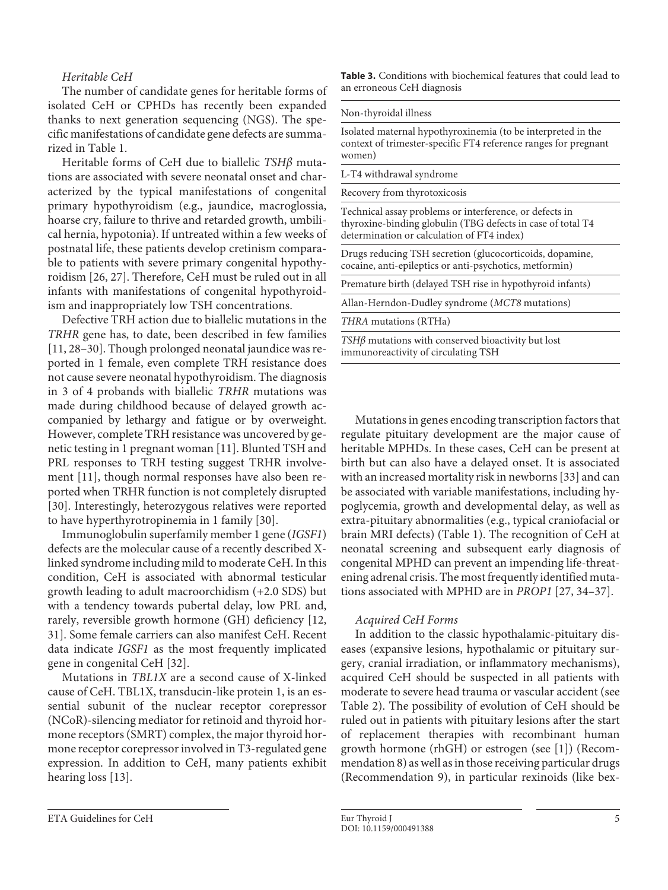### *Heritable CeH*

The number of candidate genes for heritable forms of isolated CeH or CPHDs has recently been expanded thanks to next generation sequencing (NGS). The specific manifestations of candidate gene defects are summarized in Table 1.

Heritable forms of CeH due to biallelic *TSHβ* mutations are associated with severe neonatal onset and characterized by the typical manifestations of congenital primary hypothyroidism (e.g., jaundice, macroglossia, hoarse cry, failure to thrive and retarded growth, umbilical hernia, hypotonia). If untreated within a few weeks of postnatal life, these patients develop cretinism comparable to patients with severe primary congenital hypothyroidism [26, 27]. Therefore, CeH must be ruled out in all infants with manifestations of congenital hypothyroidism and inappropriately low TSH concentrations.

Defective TRH action due to biallelic mutations in the *TRHR* gene has, to date, been described in few families [11, 28–30]. Though prolonged neonatal jaundice was reported in 1 female, even complete TRH resistance does not cause severe neonatal hypothyroidism. The diagnosis in 3 of 4 probands with biallelic *TRHR* mutations was made during childhood because of delayed growth accompanied by lethargy and fatigue or by overweight. However, complete TRH resistance was uncovered by genetic testing in 1 pregnant woman [11]. Blunted TSH and PRL responses to TRH testing suggest TRHR involvement [11], though normal responses have also been reported when TRHR function is not completely disrupted [30]. Interestingly, heterozygous relatives were reported to have hyperthyrotropinemia in 1 family [30].

Immunoglobulin superfamily member 1 gene (*IGSF1*) defects are the molecular cause of a recently described X-linked syndrome including mild to moderate CeH. In this condition, CeH is associated with abnormal testicular growth leading to adult macroorchidism (+2.0 SDS) but with a tendency towards pubertal delay, low PRL and, rarely, reversible growth hormone (GH) deficiency [12, 31]. Some female carriers can also manifest CeH. Recent data indicate *IGSF1* as the most frequently implicated gene in congenital CeH [32].

Mutations in *TBL1X* are a second cause of X-linked cause of CeH. TBL1X, transducin-like protein 1, is an essential subunit of the nuclear receptor corepressor (NCoR)-silencing mediator for retinoid and thyroid hormone receptors (SMRT) complex, the major thyroid hormone receptor corepressor involved in T3-regulated gene expression. In addition to CeH, many patients exhibit hearing loss [13].

**Table 3.** Conditions with biochemical features that could lead to an erroneous CeH diagnosis

| |
|---|
| Non-thyroidal illness |
| Isolated maternal hypothyroxinemia (to be interpreted in the context of trimester-specific FT4 reference ranges for pregnant women) |
| L-T4 withdrawal syndrome |
| Recovery from thyrotoxicosis |
| Technical assay problems or interference, or defects in thyroxine-binding globulin (TBG defects in case of total T4 determination or calculation of FT4 index) |
| Drugs reducing TSH secretion (glucocorticoids, dopamine, cocaine, anti-epileptics or anti-psychotics, metformin) |
| Premature birth (delayed TSH rise in hypothyroid infants) |
| Allan-Herndon-Dudley syndrome (*MCT8* mutations) |
| *THRA* mutations (RTHa) |
| *TSHβ* mutations with conserved bioactivity but lost immunoreactivity of circulating TSH |

Mutations in genes encoding transcription factors that regulate pituitary development are the major cause of heritable MPHDs. In these cases, CeH can be present at birth but can also have a delayed onset. It is associated with an increased mortality risk in newborns [33] and can be associated with variable manifestations, including hypoglycemia, growth and developmental delay, as well as extra-pituitary abnormalities (e.g., typical craniofacial or brain MRI defects) (Table 1). The recognition of CeH at neonatal screening and subsequent early diagnosis of congenital MPHD can prevent an impending life-threatening adrenal crisis. The most frequently identified mutations associated with MPHD are in *PROP1* [27, 34–37].

### *Acquired CeH Forms*

In addition to the classic hypothalamic-pituitary diseases (expansive lesions, hypothalamic or pituitary surgery, cranial irradiation, or inflammatory mechanisms), acquired CeH should be suspected in all patients with moderate to severe head trauma or vascular accident (see Table 2). The possibility of evolution of CeH should be ruled out in patients with pituitary lesions after the start of replacement therapies with recombinant human growth hormone (rhGH) or estrogen (see [1]) (Recommendation 8) as well as in those receiving particular drugs (Recommendation 9), in particular rexinoids (like bex-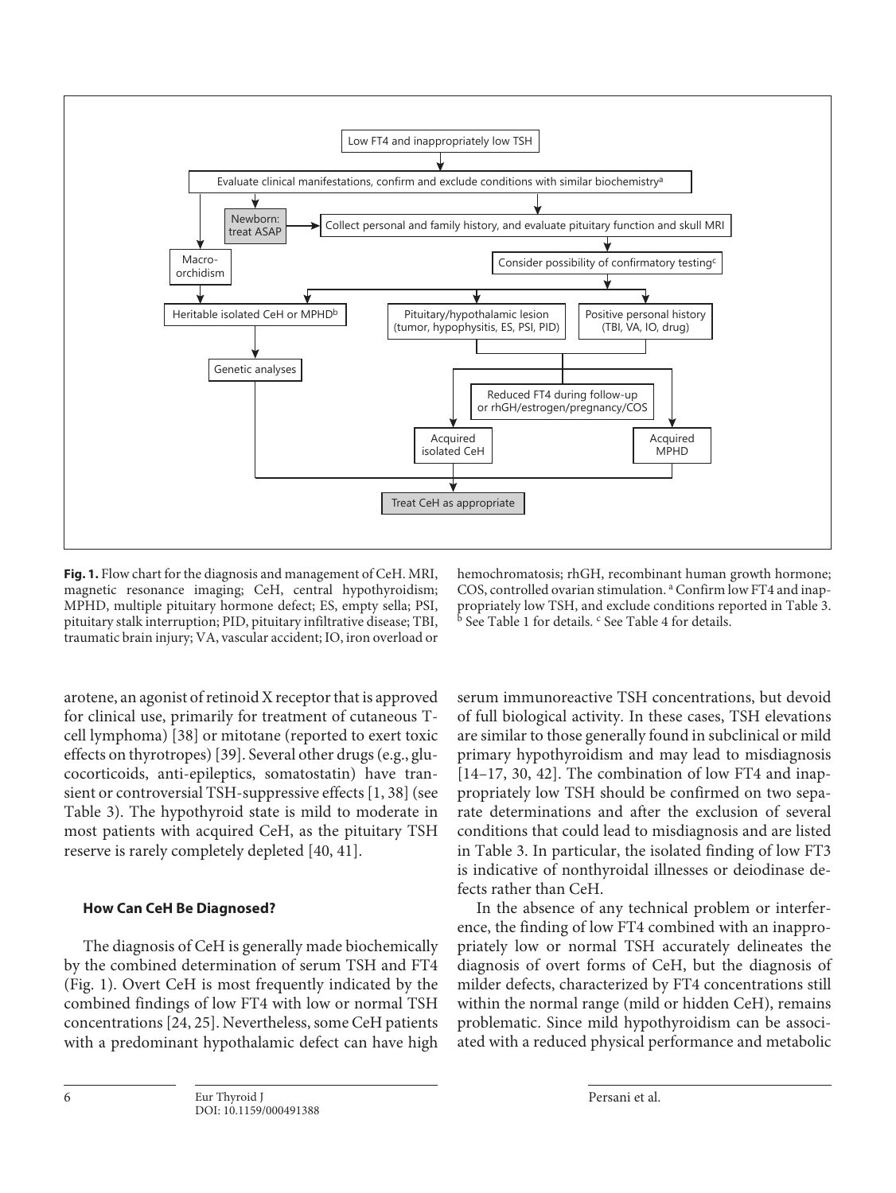**Fig. 1.** Flow chart for the diagnosis and management of CeH. MRI, magnetic resonance imaging; CeH, central hypothyroidism; MPHD, multiple pituitary hormone defect; ES, empty sella; PSI, pituitary stalk interruption; PID, pituitary infiltrative disease; TBI, traumatic brain injury; VA, vascular accident; IO, iron overload or hemochromatosis; rhGH, recombinant human growth hormone; COS, controlled ovarian stimulation. [a] Confirm low FT4 and inappropriately low TSH, and exclude conditions reported in Table 3. [b] See Table 1 for details. [c] See Table 4 for details.

arotene, an agonist of retinoid X receptor that is approved for clinical use, primarily for treatment of cutaneous T-cell lymphoma) [38] or mitotane (reported to exert toxic effects on thyrotropes) [39]. Several other drugs (e.g., glucocorticoids, anti-epileptics, somatostatin) have transient or controversial TSH-suppressive effects [1, 38] (see Table 3). The hypothyroid state is mild to moderate in most patients with acquired CeH, as the pituitary TSH reserve is rarely completely depleted [40, 41].

### How Can CeH Be Diagnosed?

The diagnosis of CeH is generally made biochemically by the combined determination of serum TSH and FT4 (Fig. 1). Overt CeH is most frequently indicated by the combined findings of low FT4 with low or normal TSH concentrations [24, 25]. Nevertheless, some CeH patients with a predominant hypothalamic defect can have high serum immunoreactive TSH concentrations, but devoid of full biological activity. In these cases, TSH elevations are similar to those generally found in subclinical or mild primary hypothyroidism and may lead to misdiagnosis [14–17, 30, 42]. The combination of low FT4 and inappropriately low TSH should be confirmed on two separate determinations and after the exclusion of several conditions that could lead to misdiagnosis and are listed in Table 3. In particular, the isolated finding of low FT3 is indicative of nonthyroidal illnesses or deiodinase defects rather than CeH.

In the absence of any technical problem or interference, the finding of low FT4 combined with an inappropriately low or normal TSH accurately delineates the diagnosis of overt forms of CeH, but the diagnosis of milder defects, characterized by FT4 concentrations still within the normal range (mild or hidden CeH), remains problematic. Since mild hypothyroidism can be associated with a reduced physical performance and metabolic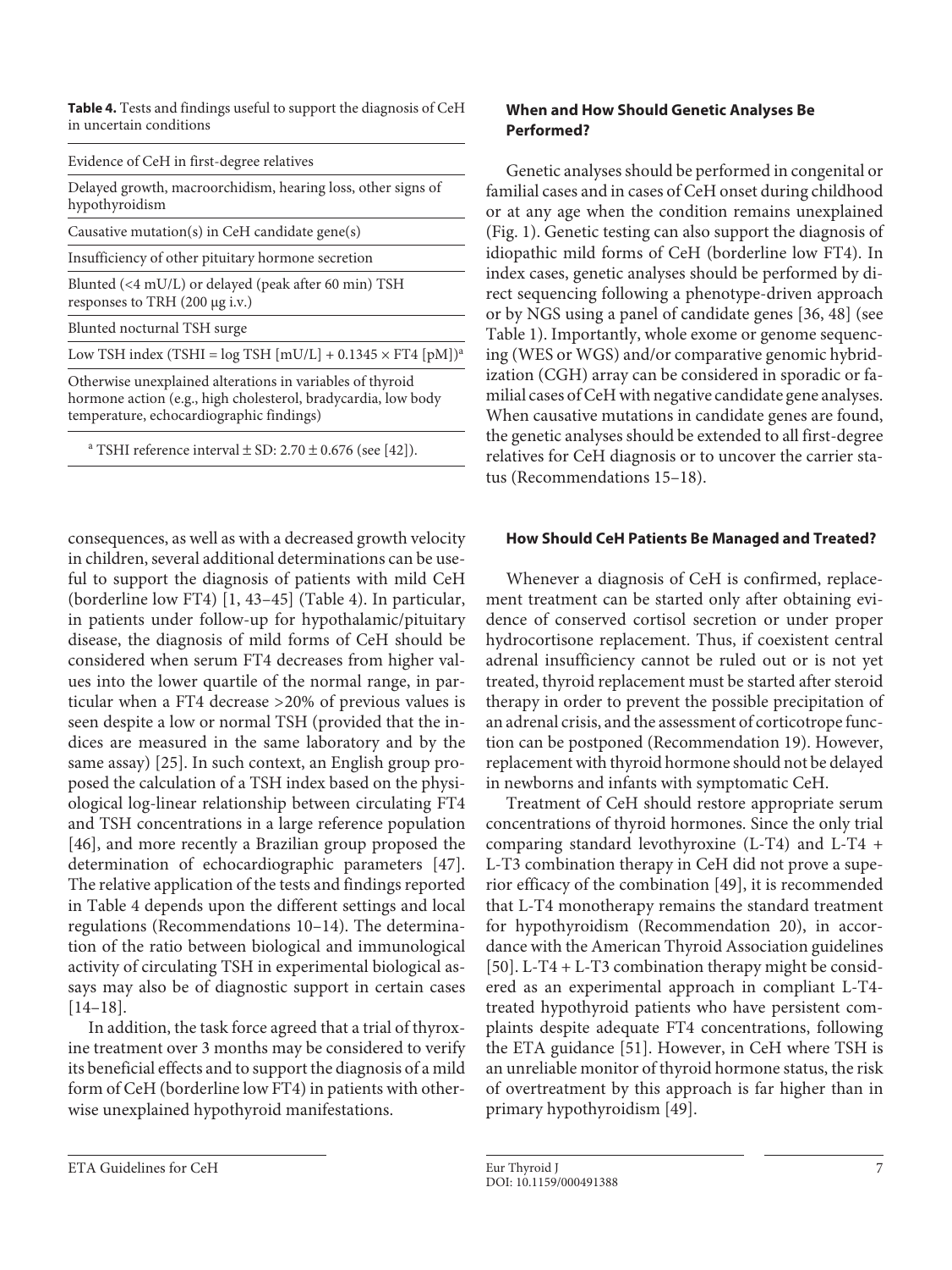**Table 4.** Tests and findings useful to support the diagnosis of CeH in uncertain conditions

| |
|---|
| Evidence of CeH in first-degree relatives |
| Delayed growth, macroorchidism, hearing loss, other signs of hypothyroidism |
| Causative mutation(s) in CeH candidate gene(s) |
| Insufficiency of other pituitary hormone secretion |
| Blunted (<4 mU/L) or delayed (peak after 60 min) TSH responses to TRH (200 μg i.v.) |
| Blunted nocturnal TSH surge |
| Low TSH index (TSHI = log TSH [mU/L] + 0.1345 × FT4 [pM])[a] |
| Otherwise unexplained alterations in variables of thyroid hormone action (e.g., high cholesterol, bradycardia, low body temperature, echocardiographic findings) |

[a] TSHI reference interval ± SD: 2.70 ± 0.676 (see [42]).

consequences, as well as with a decreased growth velocity in children, several additional determinations can be useful to support the diagnosis of patients with mild CeH (borderline low FT4) [1, 43–45] (Table 4). In particular, in patients under follow-up for hypothalamic/pituitary disease, the diagnosis of mild forms of CeH should be considered when serum FT4 decreases from higher values into the lower quartile of the normal range, in particular when a FT4 decrease >20% of previous values is seen despite a low or normal TSH (provided that the indices are measured in the same laboratory and by the same assay) [25]. In such context, an English group proposed the calculation of a TSH index based on the physiological log-linear relationship between circulating FT4 and TSH concentrations in a large reference population [46], and more recently a Brazilian group proposed the determination of echocardiographic parameters [47]. The relative application of the tests and findings reported in Table 4 depends upon the different settings and local regulations (Recommendations 10–14). The determination of the ratio between biological and immunological activity of circulating TSH in experimental biological assays may also be of diagnostic support in certain cases [14–18].

In addition, the task force agreed that a trial of thyroxine treatment over 3 months may be considered to verify its beneficial effects and to support the diagnosis of a mild form of CeH (borderline low FT4) in patients with otherwise unexplained hypothyroid manifestations.

### When and How Should Genetic Analyses Be Performed?

Genetic analyses should be performed in congenital or familial cases and in cases of CeH onset during childhood or at any age when the condition remains unexplained (Fig. 1). Genetic testing can also support the diagnosis of idiopathic mild forms of CeH (borderline low FT4). In index cases, genetic analyses should be performed by direct sequencing following a phenotype-driven approach or by NGS using a panel of candidate genes [36, 48] (see Table 1). Importantly, whole exome or genome sequencing (WES or WGS) and/or comparative genomic hybridization (CGH) array can be considered in sporadic or familial cases of CeH with negative candidate gene analyses. When causative mutations in candidate genes are found, the genetic analyses should be extended to all first-degree relatives for CeH diagnosis or to uncover the carrier status (Recommendations 15–18).

### How Should CeH Patients Be Managed and Treated?

Whenever a diagnosis of CeH is confirmed, replacement treatment can be started only after obtaining evidence of conserved cortisol secretion or under proper hydrocortisone replacement. Thus, if coexistent central adrenal insufficiency cannot be ruled out or is not yet treated, thyroid replacement must be started after steroid therapy in order to prevent the possible precipitation of an adrenal crisis, and the assessment of corticotrope function can be postponed (Recommendation 19). However, replacement with thyroid hormone should not be delayed in newborns and infants with symptomatic CeH.

Treatment of CeH should restore appropriate serum concentrations of thyroid hormones. Since the only trial comparing standard levothyroxine (L-T4) and L-T4 + L-T3 combination therapy in CeH did not prove a superior efficacy of the combination [49], it is recommended that L-T4 monotherapy remains the standard treatment for hypothyroidism (Recommendation 20), in accordance with the American Thyroid Association guidelines [50]. L-T4 + L-T3 combination therapy might be considered as an experimental approach in compliant L-T4-treated hypothyroid patients who have persistent complaints despite adequate FT4 concentrations, following the ETA guidance [51]. However, in CeH where TSH is an unreliable monitor of thyroid hormone status, the risk of overtreatment by this approach is far higher than in primary hypothyroidism [49].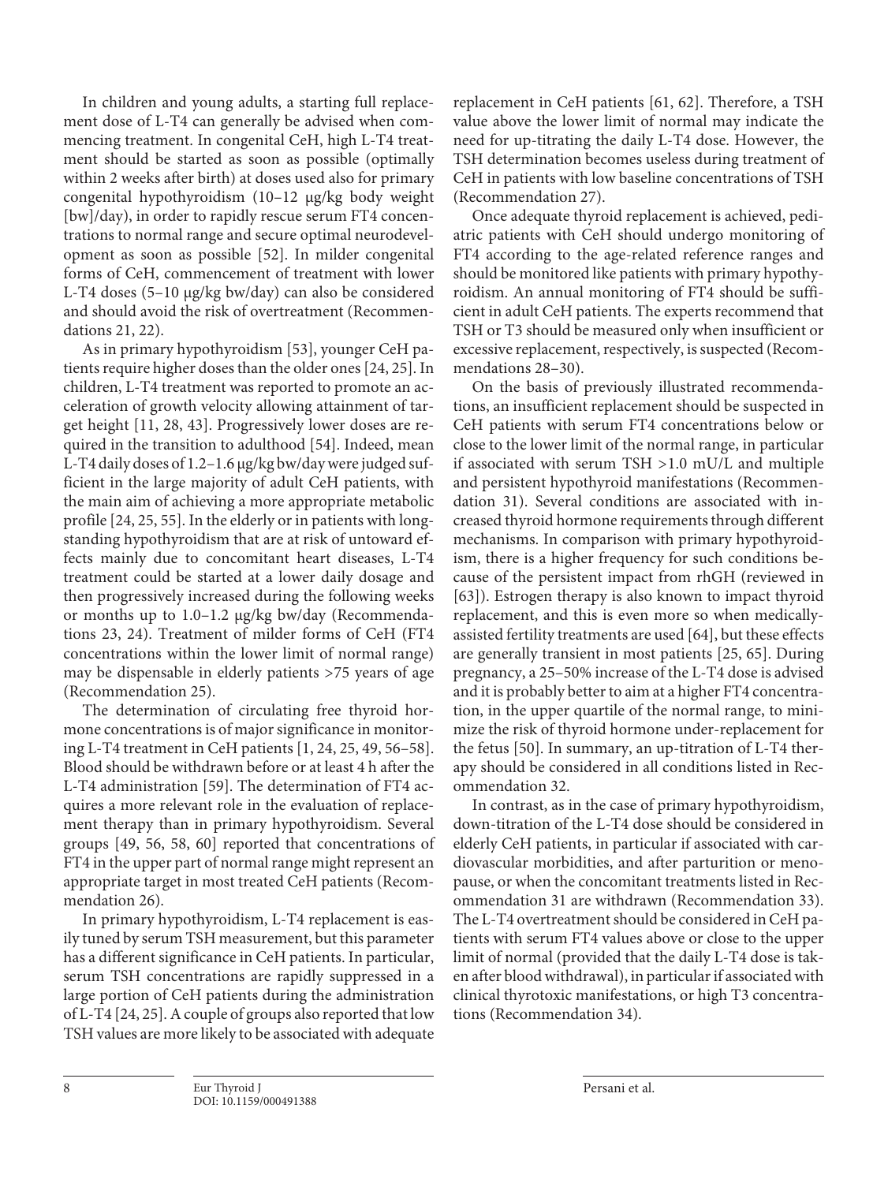In children and young adults, a starting full replacement dose of L-T4 can generally be advised when commencing treatment. In congenital CeH, high L-T4 treatment should be started as soon as possible (optimally within 2 weeks after birth) at doses used also for primary congenital hypothyroidism (10–12 μg/kg body weight [bw]/day), in order to rapidly rescue serum FT4 concentrations to normal range and secure optimal neurodevelopment as soon as possible [52]. In milder congenital forms of CeH, commencement of treatment with lower L-T4 doses (5–10 μg/kg bw/day) can also be considered and should avoid the risk of overtreatment (Recommendations 21, 22).

As in primary hypothyroidism [53], younger CeH patients require higher doses than the older ones [24, 25]. In children, L-T4 treatment was reported to promote an acceleration of growth velocity allowing attainment of target height [11, 28, 43]. Progressively lower doses are required in the transition to adulthood [54]. Indeed, mean L-T4 daily doses of 1.2–1.6 μg/kg bw/day were judged sufficient in the large majority of adult CeH patients, with the main aim of achieving a more appropriate metabolic profile [24, 25, 55]. In the elderly or in patients with long-standing hypothyroidism that are at risk of untoward effects mainly due to concomitant heart diseases, L-T4 treatment could be started at a lower daily dosage and then progressively increased during the following weeks or months up to 1.0–1.2 μg/kg bw/day (Recommendations 23, 24). Treatment of milder forms of CeH (FT4 concentrations within the lower limit of normal range) may be dispensable in elderly patients >75 years of age (Recommendation 25).

The determination of circulating free thyroid hormone concentrations is of major significance in monitoring L-T4 treatment in CeH patients [1, 24, 25, 49, 56–58]. Blood should be withdrawn before or at least 4 h after the L-T4 administration [59]. The determination of FT4 acquires a more relevant role in the evaluation of replacement therapy than in primary hypothyroidism. Several groups [49, 56, 58, 60] reported that concentrations of FT4 in the upper part of normal range might represent an appropriate target in most treated CeH patients (Recommendation 26).

In primary hypothyroidism, L-T4 replacement is easily tuned by serum TSH measurement, but this parameter has a different significance in CeH patients. In particular, serum TSH concentrations are rapidly suppressed in a large portion of CeH patients during the administration of L-T4 [24, 25]. A couple of groups also reported that low TSH values are more likely to be associated with adequate replacement in CeH patients [61, 62]. Therefore, a TSH value above the lower limit of normal may indicate the need for up-titrating the daily L-T4 dose. However, the TSH determination becomes useless during treatment of CeH in patients with low baseline concentrations of TSH (Recommendation 27).

Once adequate thyroid replacement is achieved, pediatric patients with CeH should undergo monitoring of FT4 according to the age-related reference ranges and should be monitored like patients with primary hypothyroidism. An annual monitoring of FT4 should be sufficient in adult CeH patients. The experts recommend that TSH or T3 should be measured only when insufficient or excessive replacement, respectively, is suspected (Recommendations 28–30).

On the basis of previously illustrated recommendations, an insufficient replacement should be suspected in CeH patients with serum FT4 concentrations below or close to the lower limit of the normal range, in particular if associated with serum TSH >1.0 mU/L and multiple and persistent hypothyroid manifestations (Recommendation 31). Several conditions are associated with increased thyroid hormone requirements through different mechanisms. In comparison with primary hypothyroidism, there is a higher frequency for such conditions because of the persistent impact from rhGH (reviewed in [63]). Estrogen therapy is also known to impact thyroid replacement, and this is even more so when medically-assisted fertility treatments are used [64], but these effects are generally transient in most patients [25, 65]. During pregnancy, a 25–50% increase of the L-T4 dose is advised and it is probably better to aim at a higher FT4 concentration, in the upper quartile of the normal range, to minimize the risk of thyroid hormone under-replacement for the fetus [50]. In summary, an up-titration of L-T4 therapy should be considered in all conditions listed in Recommendation 32.

In contrast, as in the case of primary hypothyroidism, down-titration of the L-T4 dose should be considered in elderly CeH patients, in particular if associated with cardiovascular morbidities, and after parturition or menopause, or when the concomitant treatments listed in Recommendation 31 are withdrawn (Recommendation 33). The L-T4 overtreatment should be considered in CeH patients with serum FT4 values above or close to the upper limit of normal (provided that the daily L-T4 dose is taken after blood withdrawal), in particular if associated with clinical thyrotoxic manifestations, or high T3 concentrations (Recommendation 34).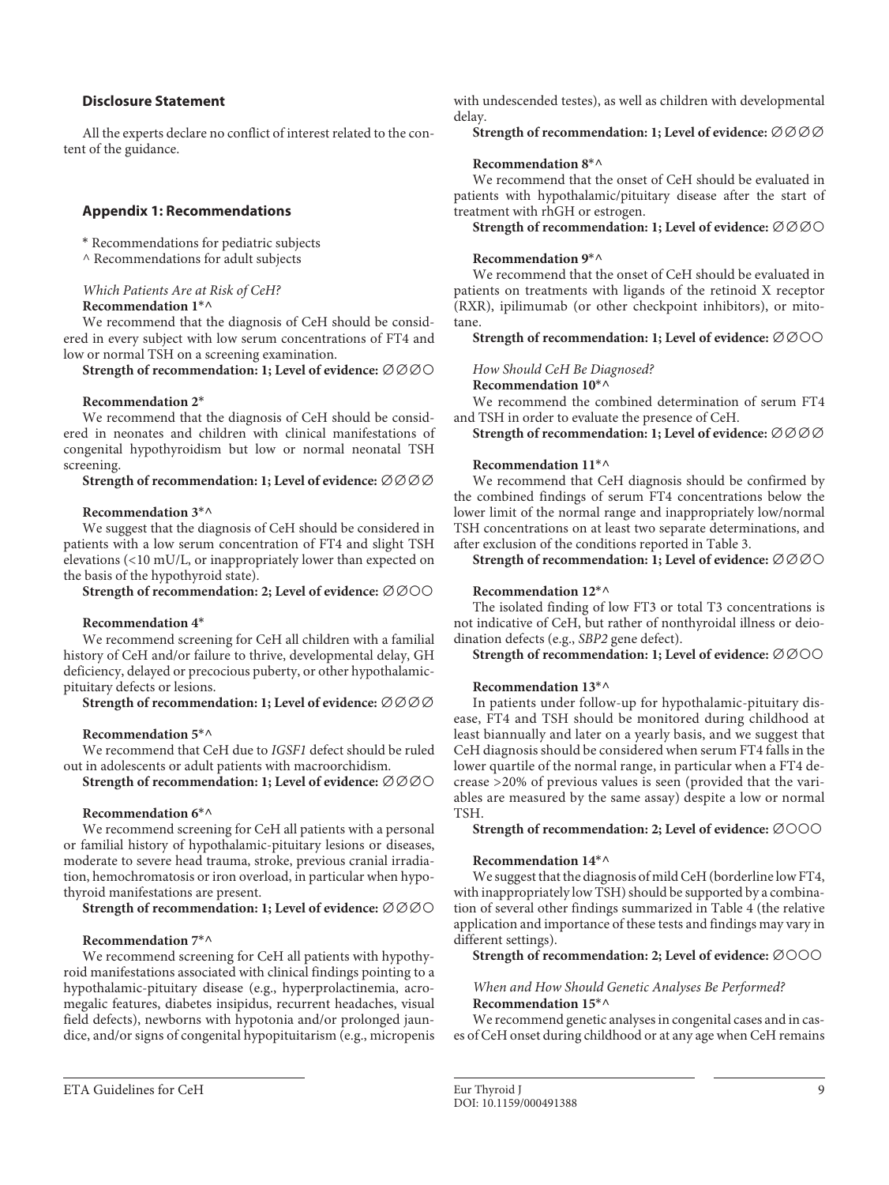## Disclosure Statement

All the experts declare no conflict of interest related to the content of the guidance.

## Appendix 1: Recommendations

* Recommendations for pediatric subjects
^ Recommendations for adult subjects

*Which Patients Are at Risk of CeH?*

**Recommendation 1*^**

We recommend that the diagnosis of CeH should be considered in every subject with low serum concentrations of FT4 and low or normal TSH on a screening examination.

**Strength of recommendation: 1; Level of evidence:** ∅∅∅○

**Recommendation 2***

We recommend that the diagnosis of CeH should be considered in neonates and children with clinical manifestations of congenital hypothyroidism but low or normal neonatal TSH screening.

**Strength of recommendation: 1; Level of evidence:** ∅∅∅∅

**Recommendation 3*^**

We suggest that the diagnosis of CeH should be considered in patients with a low serum concentration of FT4 and slight TSH elevations (<10 mU/L, or inappropriately lower than expected on the basis of the hypothyroid state).

**Strength of recommendation: 2; Level of evidence:** ∅∅○○

**Recommendation 4***

We recommend screening for CeH all children with a familial history of CeH and/or failure to thrive, developmental delay, GH deficiency, delayed or precocious puberty, or other hypothalamic-pituitary defects or lesions.

**Strength of recommendation: 1; Level of evidence:** ∅∅∅∅

**Recommendation 5*^**

We recommend that CeH due to *IGSF1* defect should be ruled out in adolescents or adult patients with macroorchidism.

**Strength of recommendation: 1; Level of evidence:** ∅∅∅○

**Recommendation 6*^**

We recommend screening for CeH all patients with a personal or familial history of hypothalamic-pituitary lesions or diseases, moderate to severe head trauma, stroke, previous cranial irradiation, hemochromatosis or iron overload, in particular when hypothyroid manifestations are present.

**Strength of recommendation: 1; Level of evidence:** ∅∅∅○

**Recommendation 7*^**

We recommend screening for CeH all patients with hypothyroid manifestations associated with clinical findings pointing to a hypothalamic-pituitary disease (e.g., hyperprolactinemia, acromegalic features, diabetes insipidus, recurrent headaches, visual field defects), newborns with hypotonia and/or prolonged jaundice, and/or signs of congenital hypopituitarism (e.g., micropenis with undescended testes), as well as children with developmental delay.

**Strength of recommendation: 1; Level of evidence:** ∅∅∅∅

**Recommendation 8*^**

We recommend that the onset of CeH should be evaluated in patients with hypothalamic/pituitary disease after the start of treatment with rhGH or estrogen.

**Strength of recommendation: 1; Level of evidence:** ∅∅∅○

**Recommendation 9*^**

We recommend that the onset of CeH should be evaluated in patients on treatments with ligands of the retinoid X receptor (RXR), ipilimumab (or other checkpoint inhibitors), or mitotane.

**Strength of recommendation: 1; Level of evidence:** ∅∅○○

*How Should CeH Be Diagnosed?*

**Recommendation 10*^**

We recommend the combined determination of serum FT4 and TSH in order to evaluate the presence of CeH.

**Strength of recommendation: 1; Level of evidence:** ∅∅∅∅

**Recommendation 11*^**

We recommend that CeH diagnosis should be confirmed by the combined findings of serum FT4 concentrations below the lower limit of the normal range and inappropriately low/normal TSH concentrations on at least two separate determinations, and after exclusion of the conditions reported in Table 3.

**Strength of recommendation: 1; Level of evidence:** ∅∅∅○

**Recommendation 12*^**

The isolated finding of low FT3 or total T3 concentrations is not indicative of CeH, but rather of nonthyroidal illness or deiodination defects (e.g., *SBP2* gene defect).

**Strength of recommendation: 1; Level of evidence:** ∅∅○○

**Recommendation 13*^**

In patients under follow-up for hypothalamic-pituitary disease, FT4 and TSH should be monitored during childhood at least biannually and later on a yearly basis, and we suggest that CeH diagnosis should be considered when serum FT4 falls in the lower quartile of the normal range, in particular when a FT4 decrease >20% of previous values is seen (provided that the variables are measured by the same assay) despite a low or normal TSH.

**Strength of recommendation: 2; Level of evidence:** ∅○○○

**Recommendation 14*^**

We suggest that the diagnosis of mild CeH (borderline low FT4, with inappropriately low TSH) should be supported by a combination of several other findings summarized in Table 4 (the relative application and importance of these tests and findings may vary in different settings).

**Strength of recommendation: 2; Level of evidence:** ∅○○○

*When and How Should Genetic Analyses Be Performed?*

**Recommendation 15*^**

We recommend genetic analyses in congenital cases and in cases of CeH onset during childhood or at any age when CeH remains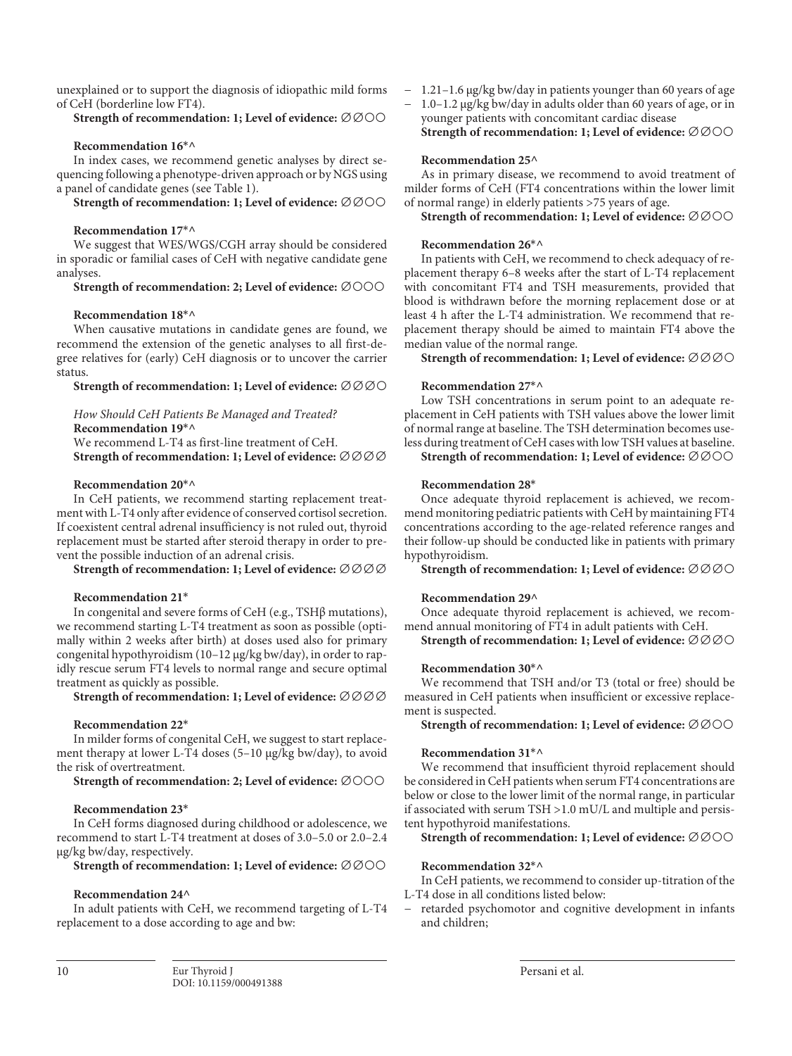unexplained or to support the diagnosis of idiopathic mild forms of CeH (borderline low FT4).

**Strength of recommendation: 1; Level of evidence:** ∅∅○○

**Recommendation 16*^**

In index cases, we recommend genetic analyses by direct sequencing following a phenotype-driven approach or by NGS using a panel of candidate genes (see Table 1).

**Strength of recommendation: 1; Level of evidence:** ∅∅○○

**Recommendation 17*^**

We suggest that WES/WGS/CGH array should be considered in sporadic or familial cases of CeH with negative candidate gene analyses.

**Strength of recommendation: 2; Level of evidence:** ∅○○○

**Recommendation 18*^**

When causative mutations in candidate genes are found, we recommend the extension of the genetic analyses to all first-degree relatives for (early) CeH diagnosis or to uncover the carrier status.

**Strength of recommendation: 1; Level of evidence:** ∅∅∅○

*How Should CeH Patients Be Managed and Treated?*

**Recommendation 19*^**

We recommend L-T4 as first-line treatment of CeH.

**Strength of recommendation: 1; Level of evidence:** ∅∅∅∅

**Recommendation 20*^**

In CeH patients, we recommend starting replacement treatment with L-T4 only after evidence of conserved cortisol secretion. If coexistent central adrenal insufficiency is not ruled out, thyroid replacement must be started after steroid therapy in order to prevent the possible induction of an adrenal crisis.

**Strength of recommendation: 1; Level of evidence:** ∅∅∅∅

**Recommendation 21***

In congenital and severe forms of CeH (e.g., TSHβ mutations), we recommend starting L-T4 treatment as soon as possible (optimally within 2 weeks after birth) at doses used also for primary congenital hypothyroidism (10–12 μg/kg bw/day), in order to rapidly rescue serum FT4 levels to normal range and secure optimal treatment as quickly as possible.

**Strength of recommendation: 1; Level of evidence:** ∅∅∅∅

**Recommendation 22***

In milder forms of congenital CeH, we suggest to start replacement therapy at lower L-T4 doses (5–10 μg/kg bw/day), to avoid the risk of overtreatment.

**Strength of recommendation: 2; Level of evidence:** ∅○○○

**Recommendation 23***

In CeH forms diagnosed during childhood or adolescence, we recommend to start L-T4 treatment at doses of 3.0–5.0 or 2.0–2.4 μg/kg bw/day, respectively.

**Strength of recommendation: 1; Level of evidence:** ∅∅○○

**Recommendation 24^**

In adult patients with CeH, we recommend targeting of L-T4 replacement to a dose according to age and bw:

- 1.21–1.6 μg/kg bw/day in patients younger than 60 years of age
- 1.0–1.2 μg/kg bw/day in adults older than 60 years of age, or in younger patients with concomitant cardiac disease

**Strength of recommendation: 1; Level of evidence:** ∅∅○○

**Recommendation 25^**

As in primary disease, we recommend to avoid treatment of milder forms of CeH (FT4 concentrations within the lower limit of normal range) in elderly patients >75 years of age.

**Strength of recommendation: 1; Level of evidence:** ∅∅○○

**Recommendation 26*^**

In patients with CeH, we recommend to check adequacy of replacement therapy 6–8 weeks after the start of L-T4 replacement with concomitant FT4 and TSH measurements, provided that blood is withdrawn before the morning replacement dose or at least 4 h after the L-T4 administration. We recommend that replacement therapy should be aimed to maintain FT4 above the median value of the normal range.

**Strength of recommendation: 1; Level of evidence:** ∅∅∅○

**Recommendation 27*^**

Low TSH concentrations in serum point to an adequate replacement in CeH patients with TSH values above the lower limit of normal range at baseline. The TSH determination becomes useless during treatment of CeH cases with low TSH values at baseline.

**Strength of recommendation: 1; Level of evidence:** ∅∅○○

**Recommendation 28***

Once adequate thyroid replacement is achieved, we recommend monitoring pediatric patients with CeH by maintaining FT4 concentrations according to the age-related reference ranges and their follow-up should be conducted like in patients with primary hypothyroidism.

**Strength of recommendation: 1; Level of evidence:** ∅∅∅○

**Recommendation 29^**

Once adequate thyroid replacement is achieved, we recommend annual monitoring of FT4 in adult patients with CeH.

**Strength of recommendation: 1; Level of evidence:** ∅∅∅○

**Recommendation 30*^**

We recommend that TSH and/or T3 (total or free) should be measured in CeH patients when insufficient or excessive replacement is suspected.

**Strength of recommendation: 1; Level of evidence:** ∅∅○○

**Recommendation 31*^**

We recommend that insufficient thyroid replacement should be considered in CeH patients when serum FT4 concentrations are below or close to the lower limit of the normal range, in particular if associated with serum TSH >1.0 mU/L and multiple and persistent hypothyroid manifestations.

**Strength of recommendation: 1; Level of evidence:** ∅∅○○

**Recommendation 32*^**

In CeH patients, we recommend to consider up-titration of the L-T4 dose in all conditions listed below:

- retarded psychomotor and cognitive development in infants and children;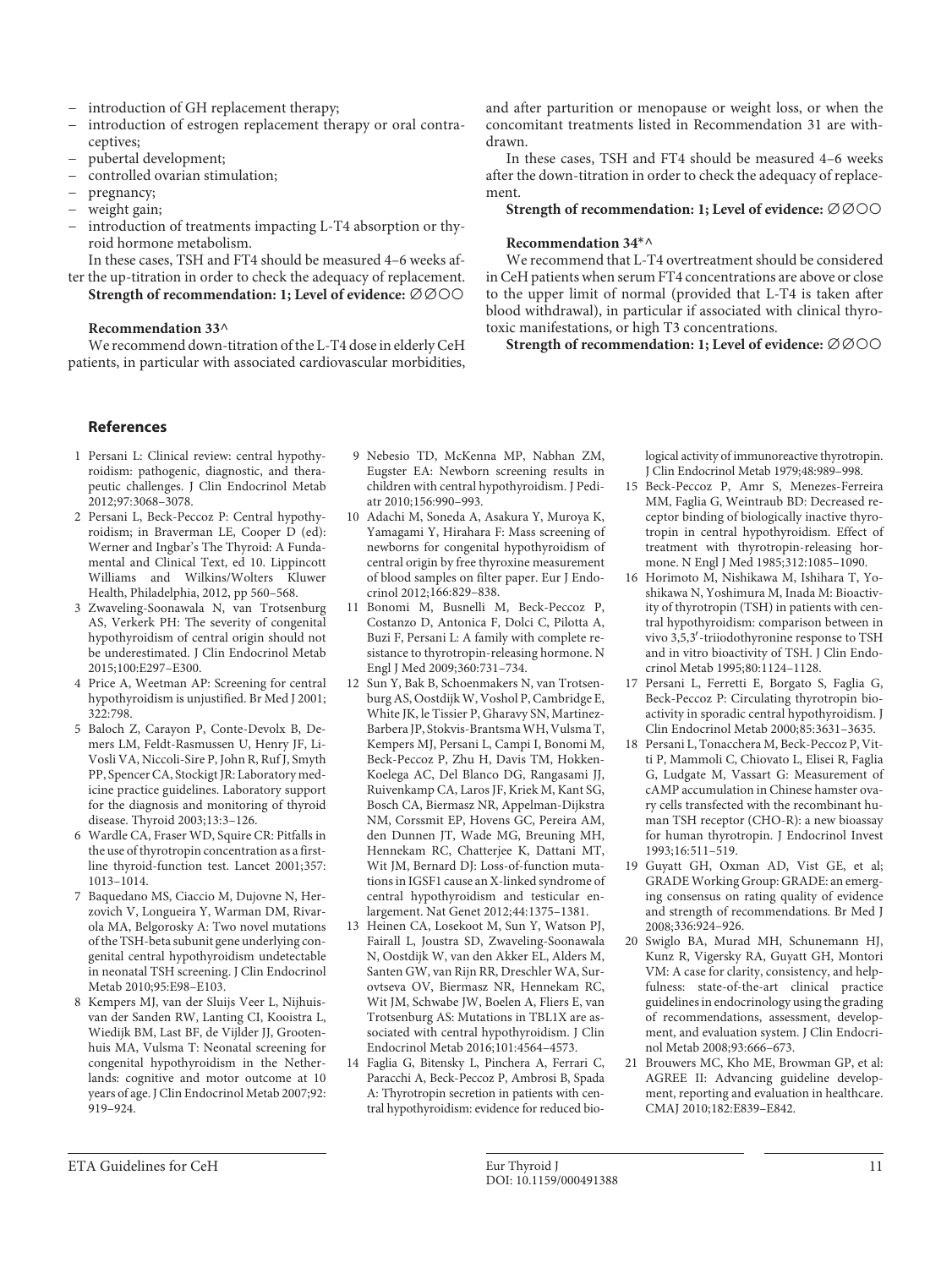– introduction of GH replacement therapy;
– introduction of estrogen replacement therapy or oral contraceptives;
– pubertal development;
– controlled ovarian stimulation;
– pregnancy;
– weight gain;
– introduction of treatments impacting L-T4 absorption or thyroid hormone metabolism.

In these cases, TSH and FT4 should be measured 4–6 weeks after the up-titration in order to check the adequacy of replacement.

**Strength of recommendation: 1; Level of evidence: ∅∅○○**

**Recommendation 33^**

We recommend down-titration of the L-T4 dose in elderly CeH patients, in particular with associated cardiovascular morbidities, and after parturition or menopause or weight loss, or when the concomitant treatments listed in Recommendation 31 are withdrawn.

In these cases, TSH and FT4 should be measured 4–6 weeks after the down-titration in order to check the adequacy of replacement.

**Strength of recommendation: 1; Level of evidence: ∅∅○○**

**Recommendation 34*^**

We recommend that L-T4 overtreatment should be considered in CeH patients when serum FT4 concentrations are above or close to the upper limit of normal (provided that L-T4 is taken after blood withdrawal), in particular if associated with clinical thyrotoxic manifestations, or high T3 concentrations.

**Strength of recommendation: 1; Level of evidence: ∅∅○○**

## References

1. Persani L: Clinical review: central hypothyroidism: pathogenic, diagnostic, and therapeutic challenges. J Clin Endocrinol Metab 2012;97:3068–3078.
2. Persani L, Beck-Peccoz P: Central hypothyroidism; in Braverman LE, Cooper D (ed): Werner and Ingbar's The Thyroid: A Fundamental and Clinical Text, ed 10. Lippincott Williams and Wilkins/Wolters Kluwer Health, Philadelphia, 2012, pp 560–568.
3. Zwaveling-Soonawala N, van Trotsenburg AS, Verkerk PH: The severity of congenital hypothyroidism of central origin should not be underestimated. J Clin Endocrinol Metab 2015;100:E297–E300.
4. Price A, Weetman AP: Screening for central hypothyroidism is unjustified. Br Med J 2001; 322:798.
5. Baloch Z, Carayon P, Conte-Devolx B, Demers LM, Feldt-Rasmussen U, Henry JF, LiVosli VA, Niccoli-Sire P, John R, Ruf J, Smyth PP, Spencer CA, Stockigt JR: Laboratory medicine practice guidelines. Laboratory support for the diagnosis and monitoring of thyroid disease. Thyroid 2003;13:3–126.
6. Wardle CA, Fraser WD, Squire CR: Pitfalls in the use of thyrotropin concentration as a firstline thyroid-function test. Lancet 2001;357: 1013–1014.
7. Baquedano MS, Ciaccio M, Dujovne N, Herzovich V, Longueira Y, Warman DM, Rivarola MA, Belgorosky A: Two novel mutations of the TSH-beta subunit gene underlying congenital central hypothyroidism undetectable in neonatal TSH screening. J Clin Endocrinol Metab 2010;95:E98–E103.
8. Kempers MJ, van der Sluijs Veer L, Nijhuisvan der Sanden RW, Lanting CI, Kooistra L, Wiedijk BM, Last BF, de Vijlder JJ, Grootenhuis MA, Vulsma T: Neonatal screening for congenital hypothyroidism in the Netherlands: cognitive and motor outcome at 10 years of age. J Clin Endocrinol Metab 2007;92: 919–924.
9. Nebesio TD, McKenna MP, Nabhan ZM, Eugster EA: Newborn screening results in children with central hypothyroidism. J Pediatr 2010;156:990–993.
10. Adachi M, Soneda A, Asakura Y, Muroya K, Yamagami Y, Hirahara F: Mass screening of newborns for congenital hypothyroidism of central origin by free thyroxine measurement of blood samples on filter paper. Eur J Endocrinol 2012;166:829–838.
11. Bonomi M, Busnelli M, Beck-Peccoz P, Costanzo D, Antonica F, Dolci C, Pilotta A, Buzi F, Persani L: A family with complete resistance to thyrotropin-releasing hormone. N Engl J Med 2009;360:731–734.
12. Sun Y, Bak B, Schoenmakers N, van Trotsenburg AS, Oostdijk W, Voshol P, Cambridge E, White JK, le Tissier P, Gharavy SN, Martinez-Barbera JP, Stokvis-Brantsma WH, Vulsma T, Kempers MJ, Persani L, Campi I, Bonomi M, Beck-Peccoz P, Zhu H, Davis TM, Hokken-Koelega AC, Del Blanco DG, Rangasami JJ, Ruivenkamp CA, Laros JF, Kriek M, Kant SG, Bosch CA, Biermasz NR, Appelman-Dijkstra NM, Corssmit EP, Hovens GC, Pereira AM, den Dunnen JT, Wade MG, Breuning MH, Hennekam RC, Chatterjee K, Dattani MT, Wit JM, Bernard DJ: Loss-of-function mutations in IGSF1 cause an X-linked syndrome of central hypothyroidism and testicular enlargement. Nat Genet 2012;44:1375–1381.
13. Heinen CA, Losekoot M, Sun Y, Watson PJ, Fairall L, Joustra SD, Zwaveling-Soonawala N, Oostdijk W, van den Akker EL, Alders M, Santen GW, van Rijn RR, Dreschler WA, Surovtseva OV, Biermasz NR, Hennekam RC, Wit JM, Schwabe JW, Boelen A, Fliers E, van Trotsenburg AS: Mutations in TBL1X are associated with central hypothyroidism. J Clin Endocrinol Metab 2016;101:4564–4573.
14. Faglia G, Bitensky L, Pinchera A, Ferrari C, Paracchi A, Beck-Peccoz P, Ambrosi B, Spada A: Thyrotropin secretion in patients with central hypothyroidism: evidence for reduced biological activity of immunoreactive thyrotropin. J Clin Endocrinol Metab 1979;48:989–998.
15. Beck-Peccoz P, Amr S, Menezes-Ferreira MM, Faglia G, Weintraub BD: Decreased receptor binding of biologically inactive thyrotropin in central hypothyroidism. Effect of treatment with thyrotropin-releasing hormone. N Engl J Med 1985;312:1085–1090.
16. Horimoto M, Nishikawa M, Ishihara T, Yoshikawa N, Yoshimura M, Inada M: Bioactivity of thyrotropin (TSH) in patients with central hypothyroidism: comparison between in vivo 3,5,3′-triiodothyronine response to TSH and in vitro bioactivity of TSH. J Clin Endocrinol Metab 1995;80:1124–1128.
17. Persani L, Ferretti E, Borgato S, Faglia G, Beck-Peccoz P: Circulating thyrotropin bioactivity in sporadic central hypothyroidism. J Clin Endocrinol Metab 2000;85:3631–3635.
18. Persani L, Tonacchera M, Beck-Peccoz P, Vitti P, Mammoli C, Chiovato L, Elisei R, Faglia G, Ludgate M, Vassart G: Measurement of cAMP accumulation in Chinese hamster ovary cells transfected with the recombinant human TSH receptor (CHO-R): a new bioassay for human thyrotropin. J Endocrinol Invest 1993;16:511–519.
19. Guyatt GH, Oxman AD, Vist GE, et al; GRADE Working Group: GRADE: an emerging consensus on rating quality of evidence and strength of recommendations. Br Med J 2008;336:924–926.
20. Swiglo BA, Murad MH, Schunemann HJ, Kunz R, Vigersky RA, Guyatt GH, Montori VM: A case for clarity, consistency, and helpfulness: state-of-the-art clinical practice guidelines in endocrinology using the grading of recommendations, assessment, development, and evaluation system. J Clin Endocrinol Metab 2008;93:666–673.
21. Brouwers MC, Kho ME, Browman GP, et al: AGREE II: Advancing guideline development, reporting and evaluation in healthcare. CMAJ 2010;182:E839–E842.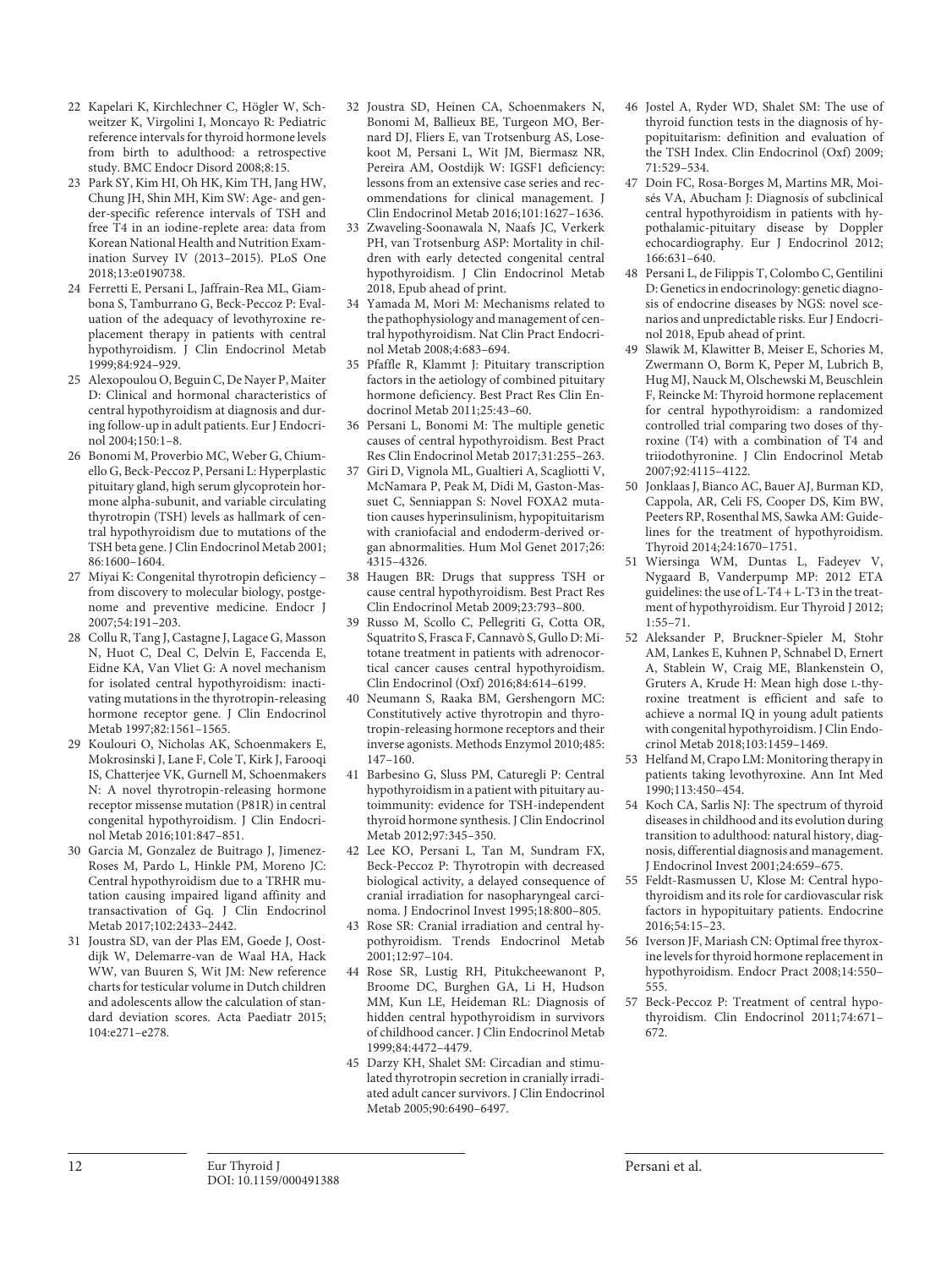22 Kapelari K, Kirchlechner C, Högler W, Schweitzer K, Virgolini I, Moncayo R: Pediatric reference intervals for thyroid hormone levels from birth to adulthood: a retrospective study. BMC Endocr Disord 2008;8:15.

23 Park SY, Kim HI, Oh HK, Kim TH, Jang HW, Chung JH, Shin MH, Kim SW: Age- and gender-specific reference intervals of TSH and free T4 in an iodine-replete area: data from Korean National Health and Nutrition Examination Survey IV (2013–2015). PLoS One 2018;13:e0190738.

24 Ferretti E, Persani L, Jaffrain-Rea ML, Giambona S, Tamburrano G, Beck-Peccoz P: Evaluation of the adequacy of levothyroxine replacement therapy in patients with central hypothyroidism. J Clin Endocrinol Metab 1999;84:924–929.

25 Alexopoulou O, Beguin C, De Nayer P, Maiter D: Clinical and hormonal characteristics of central hypothyroidism at diagnosis and during follow-up in adult patients. Eur J Endocrinol 2004;150:1–8.

26 Bonomi M, Proverbio MC, Weber G, Chiumello G, Beck-Peccoz P, Persani L: Hyperplastic pituitary gland, high serum glycoprotein hormone alpha-subunit, and variable circulating thyrotropin (TSH) levels as hallmark of central hypothyroidism due to mutations of the TSH beta gene. J Clin Endocrinol Metab 2001; 86:1600–1604.

27 Miyai K: Congenital thyrotropin deficiency – from discovery to molecular biology, postgenome and preventive medicine. Endocr J 2007;54:191–203.

28 Collu R, Tang J, Castagne J, Lagace G, Masson N, Huot C, Deal C, Delvin E, Faccenda E, Eidne KA, Van Vliet G: A novel mechanism for isolated central hypothyroidism: inactivating mutations in the thyrotropin-releasing hormone receptor gene. J Clin Endocrinol Metab 1997;82:1561–1565.

29 Koulouri O, Nicholas AK, Schoenmakers E, Mokrosinski J, Lane F, Cole T, Kirk J, Farooqi IS, Chatterjee VK, Gurnell M, Schoenmakers N: A novel thyrotropin-releasing hormone receptor missense mutation (P81R) in central congenital hypothyroidism. J Clin Endocrinol Metab 2016;101:847–851.

30 Garcia M, Gonzalez de Buitrago J, Jimenez-Roses M, Pardo L, Hinkle PM, Moreno JC: Central hypothyroidism due to a TRHR mutation causing impaired ligand affinity and transactivation of Gq. J Clin Endocrinol Metab 2017;102:2433–2442.

31 Joustra SD, van der Plas EM, Goede J, Oostdijk W, Delemarre-van de Waal HA, Hack WW, van Buuren S, Wit JM: New reference charts for testicular volume in Dutch children and adolescents allow the calculation of standard deviation scores. Acta Paediatr 2015; 104:e271–e278.

32 Joustra SD, Heinen CA, Schoenmakers N, Bonomi M, Ballieux BE, Turgeon MO, Bernard DJ, Fliers E, van Trotsenburg AS, Losekoot M, Persani L, Wit JM, Biermasz NR, Pereira AM, Oostdijk W: IGSF1 deficiency: lessons from an extensive case series and recommendations for clinical management. J Clin Endocrinol Metab 2016;101:1627–1636.

33 Zwaveling-Soonawala N, Naafs JC, Verkerk PH, van Trotsenburg ASP: Mortality in children with early detected congenital central hypothyroidism. J Clin Endocrinol Metab 2018, Epub ahead of print.

34 Yamada M, Mori M: Mechanisms related to the pathophysiology and management of central hypothyroidism. Nat Clin Pract Endocrinol Metab 2008;4:683–694.

35 Pfaffle R, Klammt J: Pituitary transcription factors in the aetiology of combined pituitary hormone deficiency. Best Pract Res Clin Endocrinol Metab 2011;25:43–60.

36 Persani L, Bonomi M: The multiple genetic causes of central hypothyroidism. Best Pract Res Clin Endocrinol Metab 2017;31:255–263.

37 Giri D, Vignola ML, Gualtieri A, Scagliotti V, McNamara P, Peak M, Didi M, Gaston-Massuet C, Senniappan S: Novel FOXA2 mutation causes hyperinsulinism, hypopituitarism with craniofacial and endoderm-derived organ abnormalities. Hum Mol Genet 2017;26: 4315–4326.

38 Haugen BR: Drugs that suppress TSH or cause central hypothyroidism. Best Pract Res Clin Endocrinol Metab 2009;23:793–800.

39 Russo M, Scollo C, Pellegriti G, Cotta OR, Squatrito S, Frasca F, Cannavò S, Gullo D: Mitotane treatment in patients with adrenocortical cancer causes central hypothyroidism. Clin Endocrinol (Oxf) 2016;84:614–6199.

40 Neumann S, Raaka BM, Gershengorn MC: Constitutively active thyrotropin and thyrotropin-releasing hormone receptors and their inverse agonists. Methods Enzymol 2010;485: 147–160.

41 Barbesino G, Sluss PM, Caturegli P: Central hypothyroidism in a patient with pituitary autoimmunity: evidence for TSH-independent thyroid hormone synthesis. J Clin Endocrinol Metab 2012;97:345–350.

42 Lee KO, Persani L, Tan M, Sundram FX, Beck-Peccoz P: Thyrotropin with decreased biological activity, a delayed consequence of cranial irradiation for nasopharyngeal carcinoma. J Endocrinol Invest 1995;18:800–805.

43 Rose SR: Cranial irradiation and central hypothyroidism. Trends Endocrinol Metab 2001;12:97–104.

44 Rose SR, Lustig RH, Pitukcheewanont P, Broome DC, Burghen GA, Li H, Hudson MM, Kun LE, Heideman RL: Diagnosis of hidden central hypothyroidism in survivors of childhood cancer. J Clin Endocrinol Metab 1999;84:4472–4479.

45 Darzy KH, Shalet SM: Circadian and stimulated thyrotropin secretion in cranially irradiated adult cancer survivors. J Clin Endocrinol Metab 2005;90:6490–6497.

46 Jostel A, Ryder WD, Shalet SM: The use of thyroid function tests in the diagnosis of hypopituitarism: definition and evaluation of the TSH Index. Clin Endocrinol (Oxf) 2009; 71:529–534.

47 Doin FC, Rosa-Borges M, Martins MR, Moisés VA, Abucham J: Diagnosis of subclinical central hypothyroidism in patients with hypothalamic-pituitary disease by Doppler echocardiography. Eur J Endocrinol 2012; 166:631–640.

48 Persani L, de Filippis T, Colombo C, Gentilini D: Genetics in endocrinology: genetic diagnosis of endocrine diseases by NGS: novel scenarios and unpredictable risks. Eur J Endocrinol 2018, Epub ahead of print.

49 Slawik M, Klawitter B, Meiser E, Schories M, Zwermann O, Borm K, Peper M, Lubrich B, Hug MJ, Nauck M, Olschewski M, Beuschlein F, Reincke M: Thyroid hormone replacement for central hypothyroidism: a randomized controlled trial comparing two doses of thyroxine (T4) with a combination of T4 and triiodothyronine. J Clin Endocrinol Metab 2007;92:4115–4122.

50 Jonklaas J, Bianco AC, Bauer AJ, Burman KD, Cappola, AR, Celi FS, Cooper DS, Kim BW, Peeters RP, Rosenthal MS, Sawka AM: Guidelines for the treatment of hypothyroidism. Thyroid 2014;24:1670–1751.

51 Wiersinga WM, Duntas L, Fadeyev V, Nygaard B, Vanderpump MP: 2012 ETA guidelines: the use of L-T4 + L-T3 in the treatment of hypothyroidism. Eur Thyroid J 2012; 1:55–71.

52 Aleksander P, Bruckner-Spieler M, Stohr AM, Lankes E, Kuhnen P, Schnabel D, Ernert A, Stablein W, Craig ME, Blankenstein O, Gruters A, Krude H: Mean high dose L-thyroxine treatment is efficient and safe to achieve a normal IQ in young adult patients with congenital hypothyroidism. J Clin Endocrinol Metab 2018;103:1459–1469.

53 Helfand M, Crapo LM: Monitoring therapy in patients taking levothyroxine. Ann Int Med 1990;113:450–454.

54 Koch CA, Sarlis NJ: The spectrum of thyroid diseases in childhood and its evolution during transition to adulthood: natural history, diagnosis, differential diagnosis and management. J Endocrinol Invest 2001;24:659–675.

55 Feldt-Rasmussen U, Klose M: Central hypothyroidism and its role for cardiovascular risk factors in hypopituitary patients. Endocrine 2016;54:15–23.

56 Iverson JF, Mariash CN: Optimal free thyroxine levels for thyroid hormone replacement in hypothyroidism. Endocr Pract 2008;14:550–555.

57 Beck-Peccoz P: Treatment of central hypothyroidism. Clin Endocrinol 2011;74:671–672.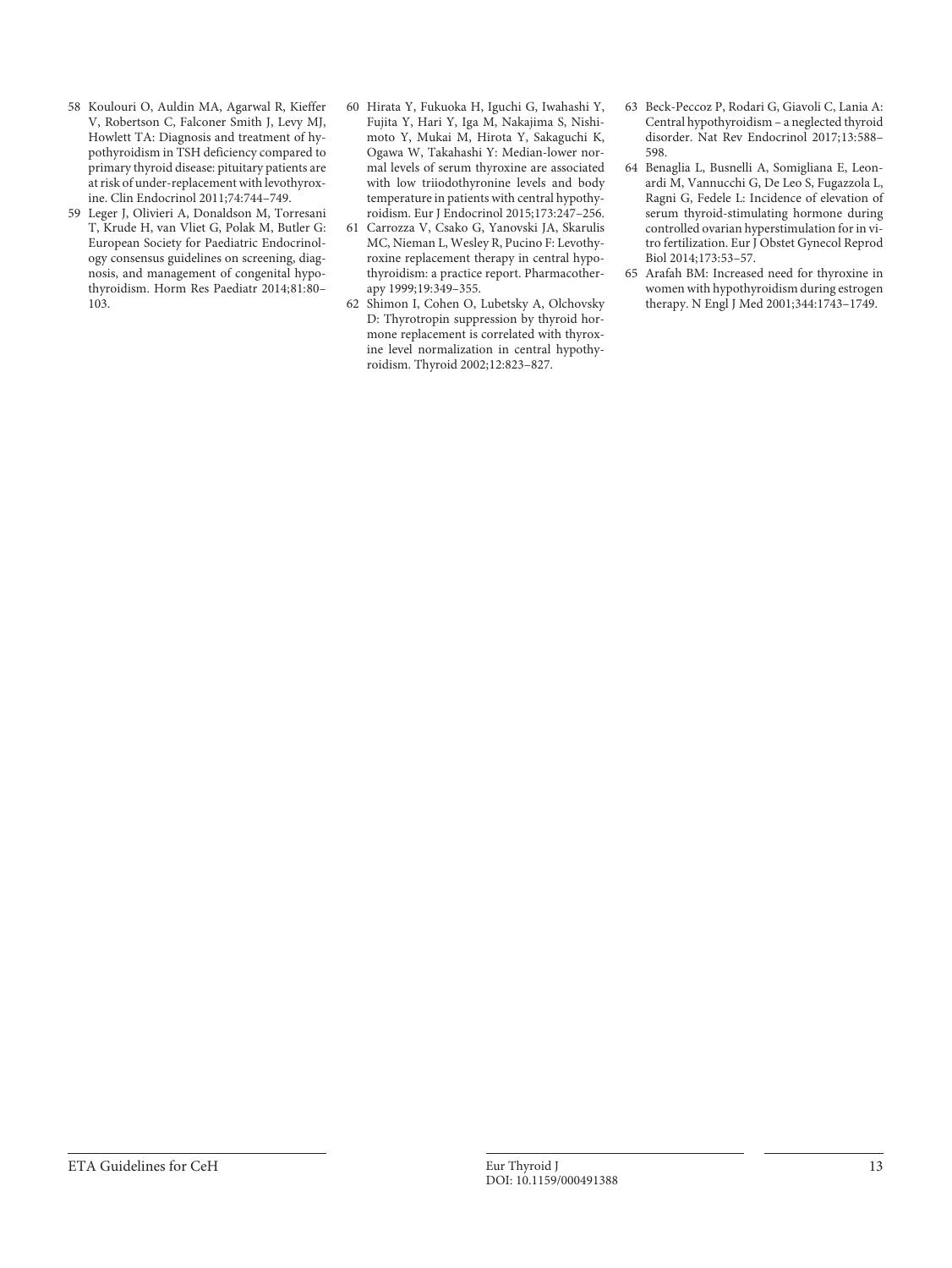58 Koulouri O, Auldin MA, Agarwal R, Kieffer V, Robertson C, Falconer Smith J, Levy MJ, Howlett TA: Diagnosis and treatment of hypothyroidism in TSH deficiency compared to primary thyroid disease: pituitary patients are at risk of under-replacement with levothyroxine. Clin Endocrinol 2011;74:744–749.

59 Leger J, Olivieri A, Donaldson M, Torresani T, Krude H, van Vliet G, Polak M, Butler G: European Society for Paediatric Endocrinology consensus guidelines on screening, diagnosis, and management of congenital hypothyroidism. Horm Res Paediatr 2014;81:80–103.

60 Hirata Y, Fukuoka H, Iguchi G, Iwahashi Y, Fujita Y, Hari Y, Iga M, Nakajima S, Nishimoto Y, Mukai M, Hirota Y, Sakaguchi K, Ogawa W, Takahashi Y: Median-lower normal levels of serum thyroxine are associated with low triiodothyronine levels and body temperature in patients with central hypothyroidism. Eur J Endocrinol 2015;173:247–256.

61 Carrozza V, Csako G, Yanovski JA, Skarulis MC, Nieman L, Wesley R, Pucino F: Levothyroxine replacement therapy in central hypothyroidism: a practice report. Pharmacotherapy 1999;19:349–355.

62 Shimon I, Cohen O, Lubetsky A, Olchovsky D: Thyrotropin suppression by thyroid hormone replacement is correlated with thyroxine level normalization in central hypothyroidism. Thyroid 2002;12:823–827.

63 Beck-Peccoz P, Rodari G, Giavoli C, Lania A: Central hypothyroidism – a neglected thyroid disorder. Nat Rev Endocrinol 2017;13:588–598.

64 Benaglia L, Busnelli A, Somigliana E, Leonardi M, Vannucchi G, De Leo S, Fugazzola L, Ragni G, Fedele L: Incidence of elevation of serum thyroid-stimulating hormone during controlled ovarian hyperstimulation for in vitro fertilization. Eur J Obstet Gynecol Reprod Biol 2014;173:53–57.

65 Arafah BM: Increased need for thyroxine in women with hypothyroidism during estrogen therapy. N Engl J Med 2001;344:1743–1749.